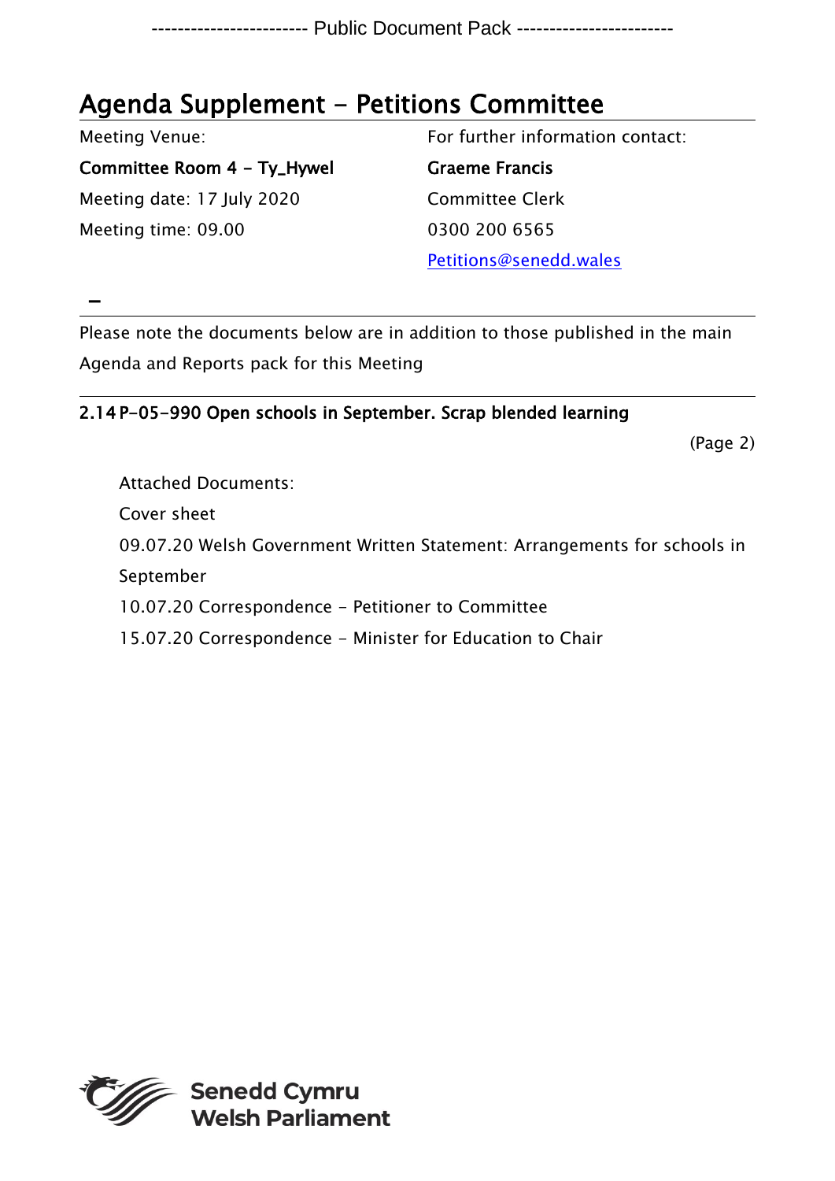------------------------ Public Document Pack ------------------------

# Agenda Supplement - Petitions Committee

| Meeting Venue: | For further information contact: |
|---|---|
| **Committee Room 4 - Ty_Hywel** | **Graeme Francis** |
| Meeting date: 17 July 2020 | Committee Clerk |
| Meeting time: 09.00 | 0300 200 6565 |
| | Petitions@senedd.wales |

–

Please note the documents below are in addition to those published in the main Agenda and Reports pack for this Meeting

**2.14 P-05-990 Open schools in September. Scrap blended learning**

(Page 2)

Attached Documents:

Cover sheet

09.07.20 Welsh Government Written Statement: Arrangements for schools in September

10.07.20 Correspondence - Petitioner to Committee

15.07.20 Correspondence - Minister for Education to Chair

**Senedd Cymru**
**Welsh Parliament**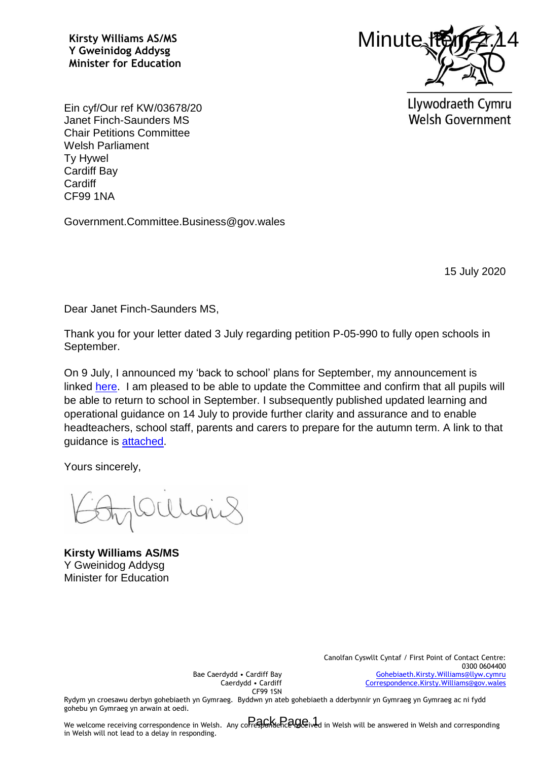**Kirsty Williams AS/MS**
**Y Gweinidog Addysg**
**Minister for Education**

Minute Item 2.14

Llywodraeth Cymru
Welsh Government

Ein cyf/Our ref KW/03678/20
Janet Finch-Saunders MS
Chair Petitions Committee
Welsh Parliament
Ty Hywel
Cardiff Bay
Cardiff
CF99 1NA

Government.Committee.Business@gov.wales

15 July 2020

Dear Janet Finch-Saunders MS,

Thank you for your letter dated 3 July regarding petition P-05-990 to fully open schools in September.

On 9 July, I announced my 'back to school' plans for September, my announcement is linked here. I am pleased to be able to update the Committee and confirm that all pupils will be able to return to school in September. I subsequently published updated learning and operational guidance on 14 July to provide further clarity and assurance and to enable headteachers, school staff, parents and carers to prepare for the autumn term. A link to that guidance is attached.

Yours sincerely,

**Kirsty Williams AS/MS**
Y Gweinidog Addysg
Minister for Education

Bae Caerdydd • Cardiff Bay
Caerdydd • Cardiff
CF99 1SN

Canolfan Cyswllt Cyntaf / First Point of Contact Centre:
0300 0604400
Gohebiaeth.Kirsty.Williams@llyw.cymru
Correspondence.Kirsty.Williams@gov.wales

Rydym yn croesawu derbyn gohebiaeth yn Gymraeg. Byddwn yn ateb gohebiaeth a dderbynnir yn Gymraeg yn Gymraeg ac ni fydd gohebu yn Gymraeg yn arwain at oedi.

We welcome receiving correspondence in Welsh. Any correspondence received in Welsh will be answered in Welsh and corresponding in Welsh will not lead to a delay in responding.